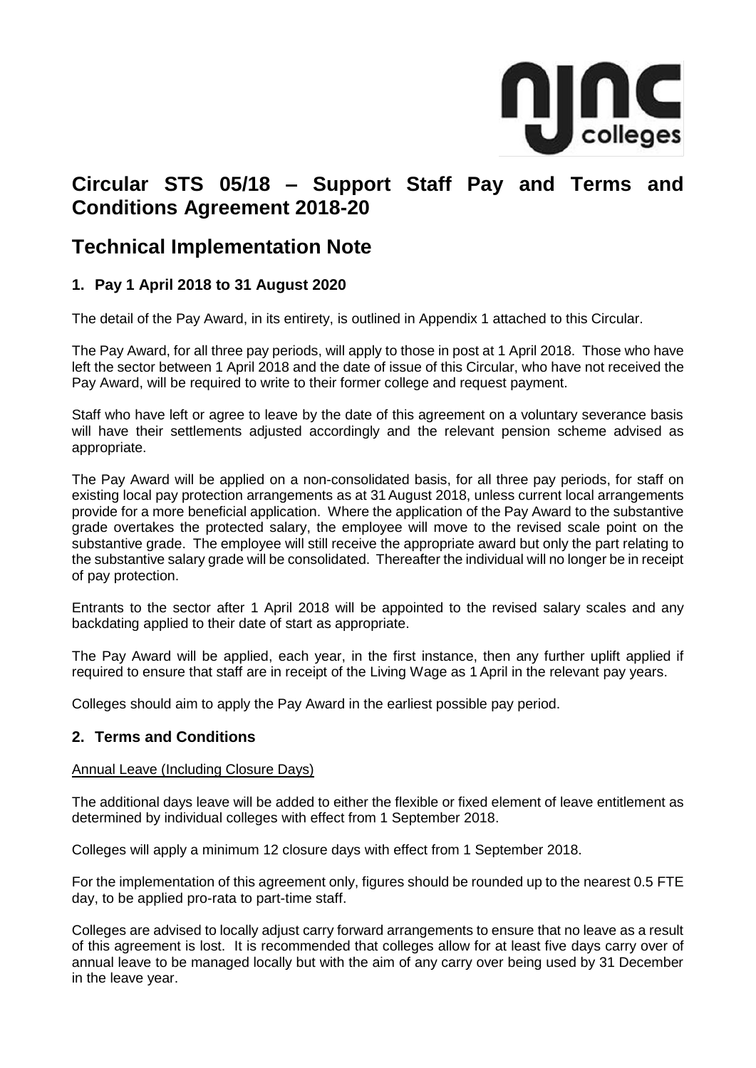# Circular STS 05/18 – Support Staff Pay and Terms and Conditions Agreement 2018-20

# Technical Implementation Note

## 1. Pay 1 April 2018 to 31 August 2020

The detail of the Pay Award, in its entirety, is outlined in Appendix 1 attached to this Circular.

The Pay Award, for all three pay periods, will apply to those in post at 1 April 2018. Those who have left the sector between 1 April 2018 and the date of issue of this Circular, who have not received the Pay Award, will be required to write to their former college and request payment.

Staff who have left or agree to leave by the date of this agreement on a voluntary severance basis will have their settlements adjusted accordingly and the relevant pension scheme advised as appropriate.

The Pay Award will be applied on a non-consolidated basis, for all three pay periods, for staff on existing local pay protection arrangements as at 31 August 2018, unless current local arrangements provide for a more beneficial application. Where the application of the Pay Award to the substantive grade overtakes the protected salary, the employee will move to the revised scale point on the substantive grade. The employee will still receive the appropriate award but only the part relating to the substantive salary grade will be consolidated. Thereafter the individual will no longer be in receipt of pay protection.

Entrants to the sector after 1 April 2018 will be appointed to the revised salary scales and any backdating applied to their date of start as appropriate.

The Pay Award will be applied, each year, in the first instance, then any further uplift applied if required to ensure that staff are in receipt of the Living Wage as 1 April in the relevant pay years.

Colleges should aim to apply the Pay Award in the earliest possible pay period.

## 2. Terms and Conditions

Annual Leave (Including Closure Days)

The additional days leave will be added to either the flexible or fixed element of leave entitlement as determined by individual colleges with effect from 1 September 2018.

Colleges will apply a minimum 12 closure days with effect from 1 September 2018.

For the implementation of this agreement only, figures should be rounded up to the nearest 0.5 FTE day, to be applied pro-rata to part-time staff.

Colleges are advised to locally adjust carry forward arrangements to ensure that no leave as a result of this agreement is lost. It is recommended that colleges allow for at least five days carry over of annual leave to be managed locally but with the aim of any carry over being used by 31 December in the leave year.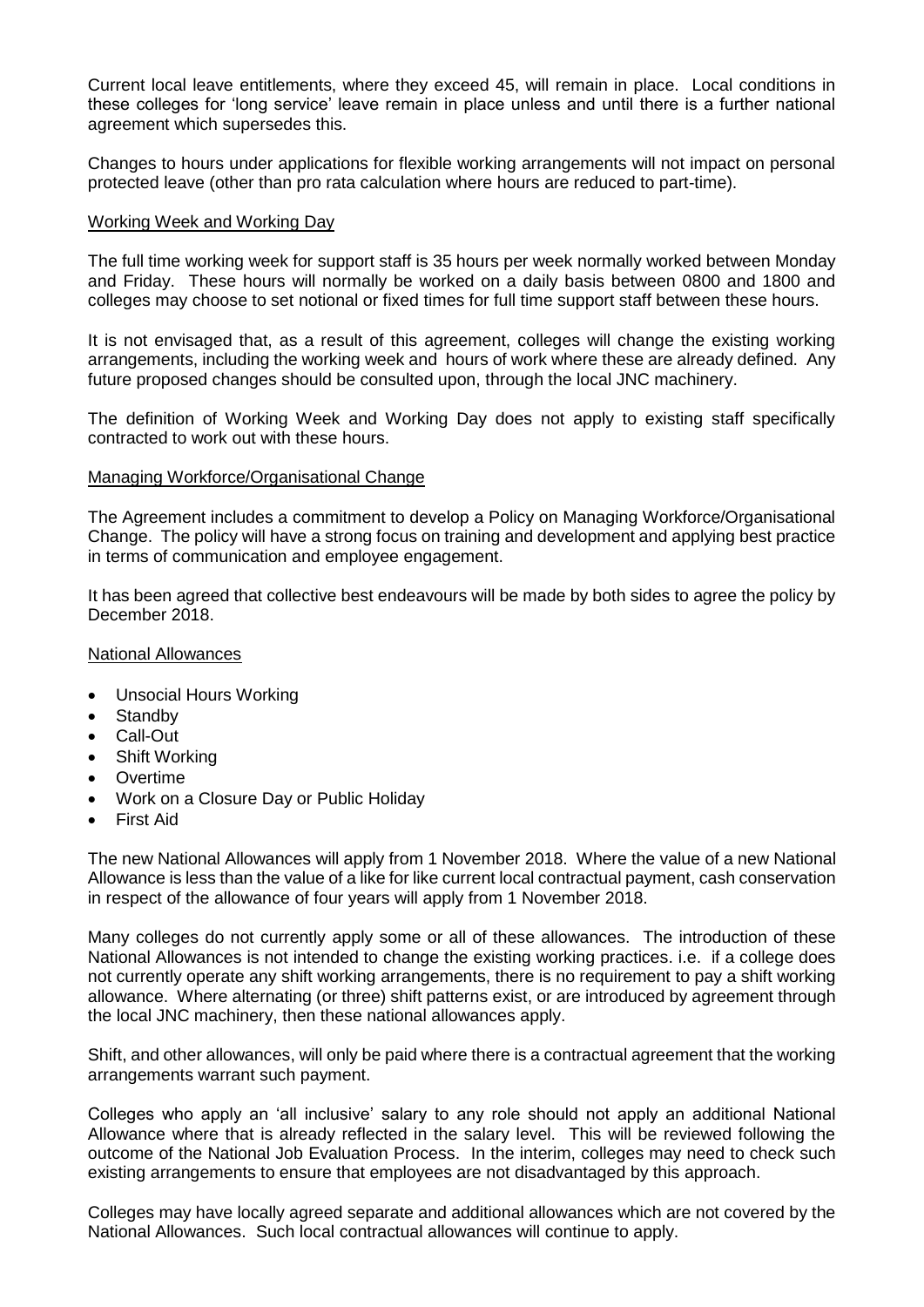Current local leave entitlements, where they exceed 45, will remain in place. Local conditions in these colleges for 'long service' leave remain in place unless and until there is a further national agreement which supersedes this.

Changes to hours under applications for flexible working arrangements will not impact on personal protected leave (other than pro rata calculation where hours are reduced to part-time).

## Working Week and Working Day

The full time working week for support staff is 35 hours per week normally worked between Monday and Friday. These hours will normally be worked on a daily basis between 0800 and 1800 and colleges may choose to set notional or fixed times for full time support staff between these hours.

It is not envisaged that, as a result of this agreement, colleges will change the existing working arrangements, including the working week and hours of work where these are already defined. Any future proposed changes should be consulted upon, through the local JNC machinery.

The definition of Working Week and Working Day does not apply to existing staff specifically contracted to work out with these hours.

## Managing Workforce/Organisational Change

The Agreement includes a commitment to develop a Policy on Managing Workforce/Organisational Change. The policy will have a strong focus on training and development and applying best practice in terms of communication and employee engagement.

It has been agreed that collective best endeavours will be made by both sides to agree the policy by December 2018.

## National Allowances

- Unsocial Hours Working
- Standby
- Call-Out
- Shift Working
- Overtime
- Work on a Closure Day or Public Holiday
- First Aid

The new National Allowances will apply from 1 November 2018. Where the value of a new National Allowance is less than the value of a like for like current local contractual payment, cash conservation in respect of the allowance of four years will apply from 1 November 2018.

Many colleges do not currently apply some or all of these allowances. The introduction of these National Allowances is not intended to change the existing working practices. i.e. if a college does not currently operate any shift working arrangements, there is no requirement to pay a shift working allowance. Where alternating (or three) shift patterns exist, or are introduced by agreement through the local JNC machinery, then these national allowances apply.

Shift, and other allowances, will only be paid where there is a contractual agreement that the working arrangements warrant such payment.

Colleges who apply an 'all inclusive' salary to any role should not apply an additional National Allowance where that is already reflected in the salary level. This will be reviewed following the outcome of the National Job Evaluation Process. In the interim, colleges may need to check such existing arrangements to ensure that employees are not disadvantaged by this approach.

Colleges may have locally agreed separate and additional allowances which are not covered by the National Allowances. Such local contractual allowances will continue to apply.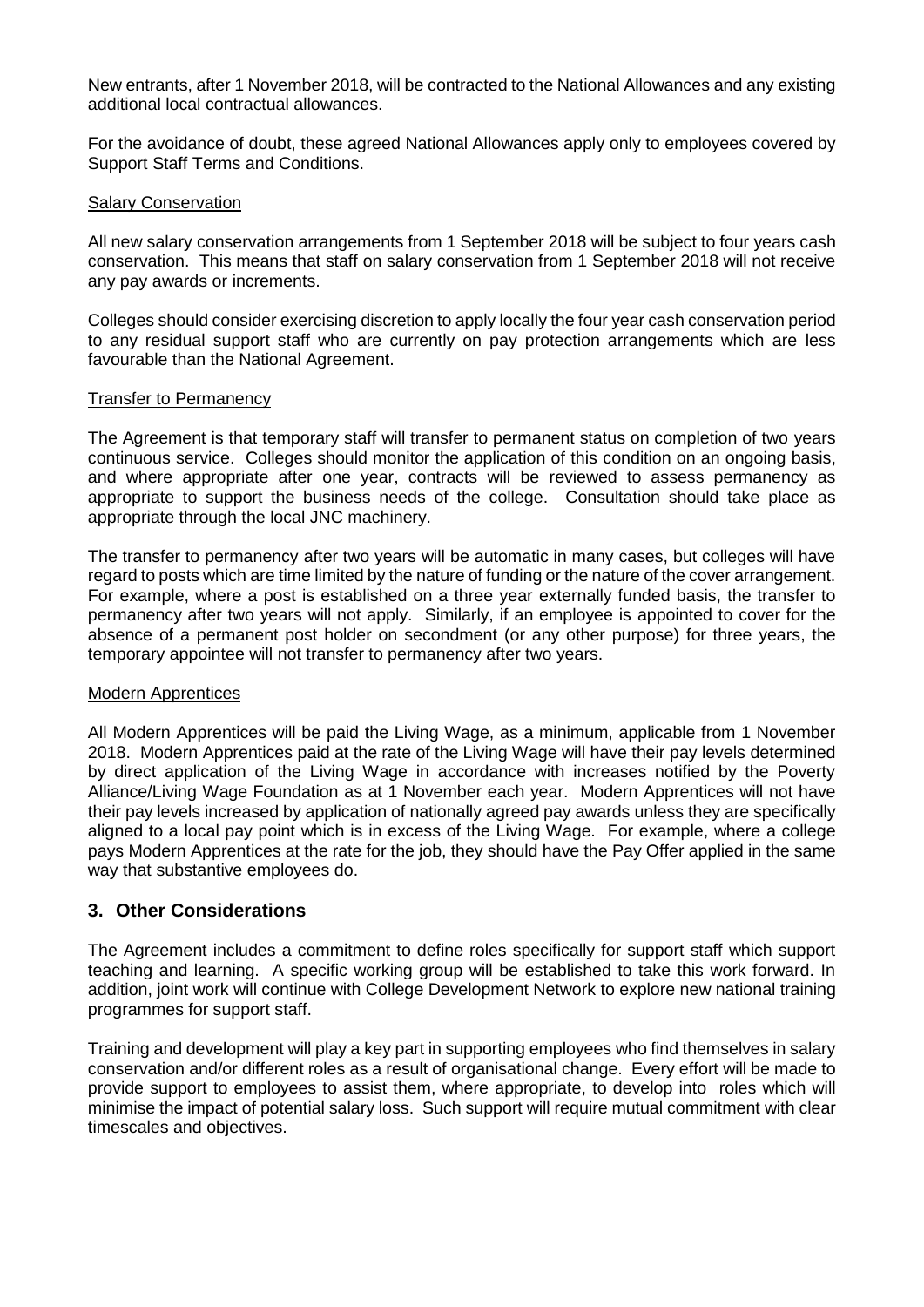New entrants, after 1 November 2018, will be contracted to the National Allowances and any existing additional local contractual allowances.

For the avoidance of doubt, these agreed National Allowances apply only to employees covered by Support Staff Terms and Conditions.

Salary Conservation

All new salary conservation arrangements from 1 September 2018 will be subject to four years cash conservation. This means that staff on salary conservation from 1 September 2018 will not receive any pay awards or increments.

Colleges should consider exercising discretion to apply locally the four year cash conservation period to any residual support staff who are currently on pay protection arrangements which are less favourable than the National Agreement.

Transfer to Permanency

The Agreement is that temporary staff will transfer to permanent status on completion of two years continuous service. Colleges should monitor the application of this condition on an ongoing basis, and where appropriate after one year, contracts will be reviewed to assess permanency as appropriate to support the business needs of the college. Consultation should take place as appropriate through the local JNC machinery.

The transfer to permanency after two years will be automatic in many cases, but colleges will have regard to posts which are time limited by the nature of funding or the nature of the cover arrangement. For example, where a post is established on a three year externally funded basis, the transfer to permanency after two years will not apply. Similarly, if an employee is appointed to cover for the absence of a permanent post holder on secondment (or any other purpose) for three years, the temporary appointee will not transfer to permanency after two years.

Modern Apprentices

All Modern Apprentices will be paid the Living Wage, as a minimum, applicable from 1 November 2018. Modern Apprentices paid at the rate of the Living Wage will have their pay levels determined by direct application of the Living Wage in accordance with increases notified by the Poverty Alliance/Living Wage Foundation as at 1 November each year. Modern Apprentices will not have their pay levels increased by application of nationally agreed pay awards unless they are specifically aligned to a local pay point which is in excess of the Living Wage. For example, where a college pays Modern Apprentices at the rate for the job, they should have the Pay Offer applied in the same way that substantive employees do.

## 3. Other Considerations

The Agreement includes a commitment to define roles specifically for support staff which support teaching and learning. A specific working group will be established to take this work forward. In addition, joint work will continue with College Development Network to explore new national training programmes for support staff.

Training and development will play a key part in supporting employees who find themselves in salary conservation and/or different roles as a result of organisational change. Every effort will be made to provide support to employees to assist them, where appropriate, to develop into roles which will minimise the impact of potential salary loss. Such support will require mutual commitment with clear timescales and objectives.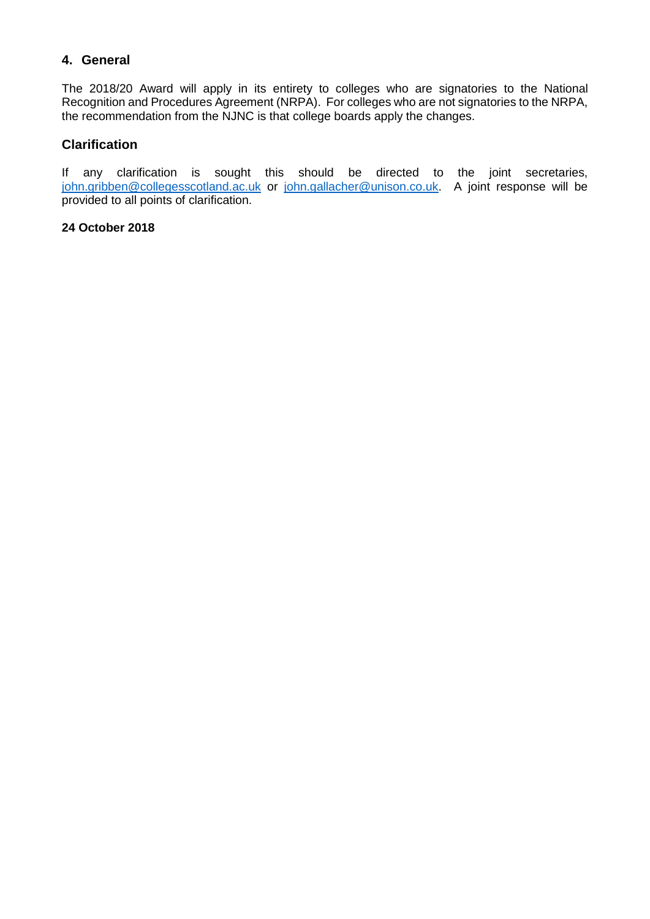## 4. General

The 2018/20 Award will apply in its entirety to colleges who are signatories to the National Recognition and Procedures Agreement (NRPA). For colleges who are not signatories to the NRPA, the recommendation from the NJNC is that college boards apply the changes.

## Clarification

If any clarification is sought this should be directed to the joint secretaries, john.gribben@collegesscotland.ac.uk or john.gallacher@unison.co.uk. A joint response will be provided to all points of clarification.

**24 October 2018**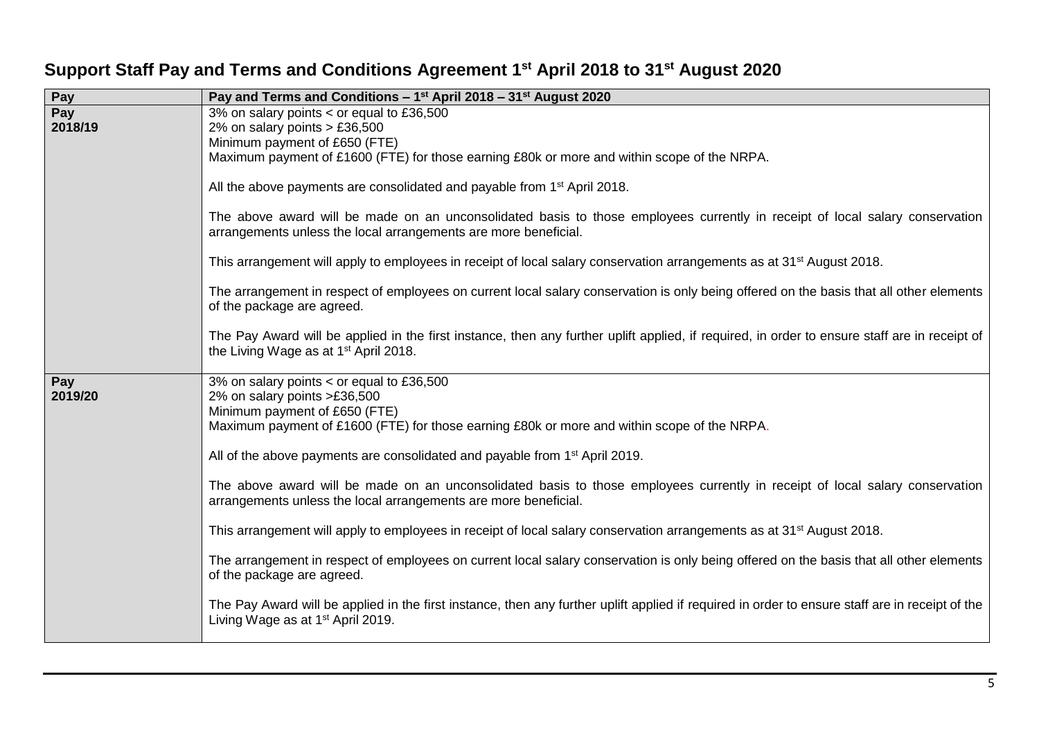# Support Staff Pay and Terms and Conditions Agreement 1st April 2018 to 31st August 2020

| Pay | Pay and Terms and Conditions – 1st April 2018 – 31st August 2020 |
|---|---|
| **Pay 2018/19** | 3% on salary points < or equal to £36,500<br>2% on salary points > £36,500<br>Minimum payment of £650 (FTE)<br>Maximum payment of £1600 (FTE) for those earning £80k or more and within scope of the NRPA.<br><br>All the above payments are consolidated and payable from 1st April 2018.<br><br>The above award will be made on an unconsolidated basis to those employees currently in receipt of local salary conservation arrangements unless the local arrangements are more beneficial.<br><br>This arrangement will apply to employees in receipt of local salary conservation arrangements as at 31st August 2018.<br><br>The arrangement in respect of employees on current local salary conservation is only being offered on the basis that all other elements of the package are agreed.<br><br>The Pay Award will be applied in the first instance, then any further uplift applied, if required, in order to ensure staff are in receipt of the Living Wage as at 1st April 2018. |
| **Pay 2019/20** | 3% on salary points < or equal to £36,500<br>2% on salary points >£36,500<br>Minimum payment of £650 (FTE)<br>Maximum payment of £1600 (FTE) for those earning £80k or more and within scope of the NRPA.<br><br>All of the above payments are consolidated and payable from 1st April 2019.<br><br>The above award will be made on an unconsolidated basis to those employees currently in receipt of local salary conservation arrangements unless the local arrangements are more beneficial.<br><br>This arrangement will apply to employees in receipt of local salary conservation arrangements as at 31st August 2018.<br><br>The arrangement in respect of employees on current local salary conservation is only being offered on the basis that all other elements of the package are agreed.<br><br>The Pay Award will be applied in the first instance, then any further uplift applied if required in order to ensure staff are in receipt of the Living Wage as at 1st April 2019. |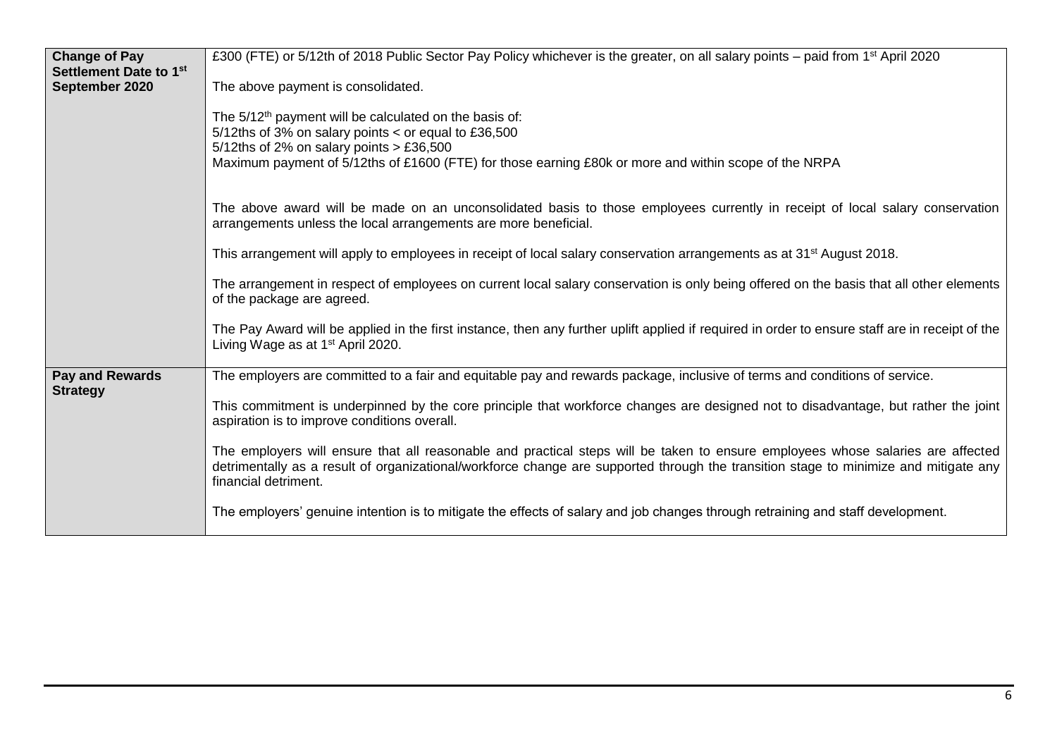| | |
|---|---|
| **Change of Pay Settlement Date to 1st September 2020** | £300 (FTE) or 5/12th of 2018 Public Sector Pay Policy whichever is the greater, on all salary points – paid from 1st April 2020<br><br>The above payment is consolidated.<br><br>The 5/12th payment will be calculated on the basis of:<br>5/12ths of 3% on salary points < or equal to £36,500<br>5/12ths of 2% on salary points > £36,500<br>Maximum payment of 5/12ths of £1600 (FTE) for those earning £80k or more and within scope of the NRPA<br><br>The above award will be made on an unconsolidated basis to those employees currently in receipt of local salary conservation arrangements unless the local arrangements are more beneficial.<br><br>This arrangement will apply to employees in receipt of local salary conservation arrangements as at 31st August 2018.<br><br>The arrangement in respect of employees on current local salary conservation is only being offered on the basis that all other elements of the package are agreed.<br><br>The Pay Award will be applied in the first instance, then any further uplift applied if required in order to ensure staff are in receipt of the Living Wage as at 1st April 2020. |
| **Pay and Rewards Strategy** | The employers are committed to a fair and equitable pay and rewards package, inclusive of terms and conditions of service.<br><br>This commitment is underpinned by the core principle that workforce changes are designed not to disadvantage, but rather the joint aspiration is to improve conditions overall.<br><br>The employers will ensure that all reasonable and practical steps will be taken to ensure employees whose salaries are affected detrimentally as a result of organizational/workforce change are supported through the transition stage to minimize and mitigate any financial detriment.<br><br>The employers' genuine intention is to mitigate the effects of salary and job changes through retraining and staff development. |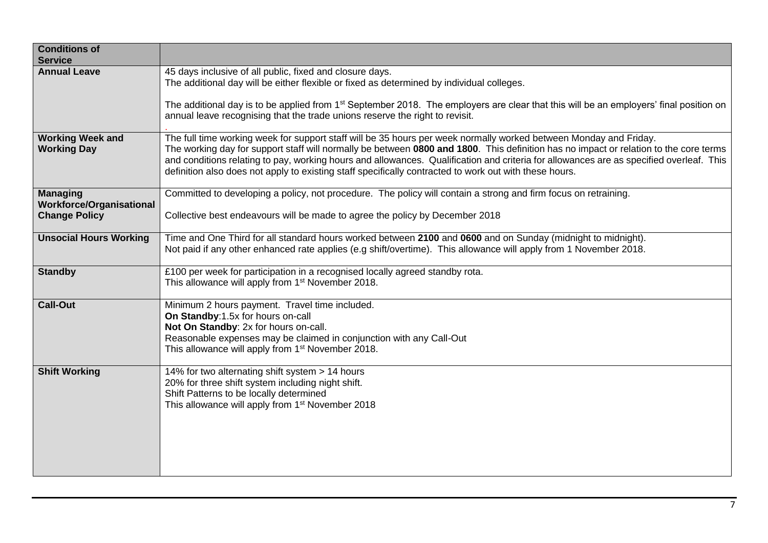| Conditions of Service | |
|---|---|
| **Annual Leave** | 45 days inclusive of all public, fixed and closure days.<br>The additional day will be either flexible or fixed as determined by individual colleges.<br><br>The additional day is to be applied from 1st September 2018. The employers are clear that this will be an employers' final position on annual leave recognising that the trade unions reserve the right to revisit.<br>. |
| **Working Week and Working Day** | The full time working week for support staff will be 35 hours per week normally worked between Monday and Friday.<br>The working day for support staff will normally be between **0800 and 1800**. This definition has no impact or relation to the core terms and conditions relating to pay, working hours and allowances. Qualification and criteria for allowances are as specified overleaf. This definition also does not apply to existing staff specifically contracted to work out with these hours. |
| **Managing Workforce/Organisational Change Policy** | Committed to developing a policy, not procedure. The policy will contain a strong and firm focus on retraining.<br><br>Collective best endeavours will be made to agree the policy by December 2018 |
| **Unsocial Hours Working** | Time and One Third for all standard hours worked between **2100** and **0600** and on Sunday (midnight to midnight).<br>Not paid if any other enhanced rate applies (e.g shift/overtime). This allowance will apply from 1 November 2018. |
| **Standby** | £100 per week for participation in a recognised locally agreed standby rota.<br>This allowance will apply from 1st November 2018. |
| **Call-Out** | Minimum 2 hours payment. Travel time included.<br>**On Standby**:1.5x for hours on-call<br>**Not On Standby**: 2x for hours on-call.<br>Reasonable expenses may be claimed in conjunction with any Call-Out<br>This allowance will apply from 1st November 2018. |
| **Shift Working** | 14% for two alternating shift system > 14 hours<br>20% for three shift system including night shift.<br>Shift Patterns to be locally determined<br>This allowance will apply from 1st November 2018 |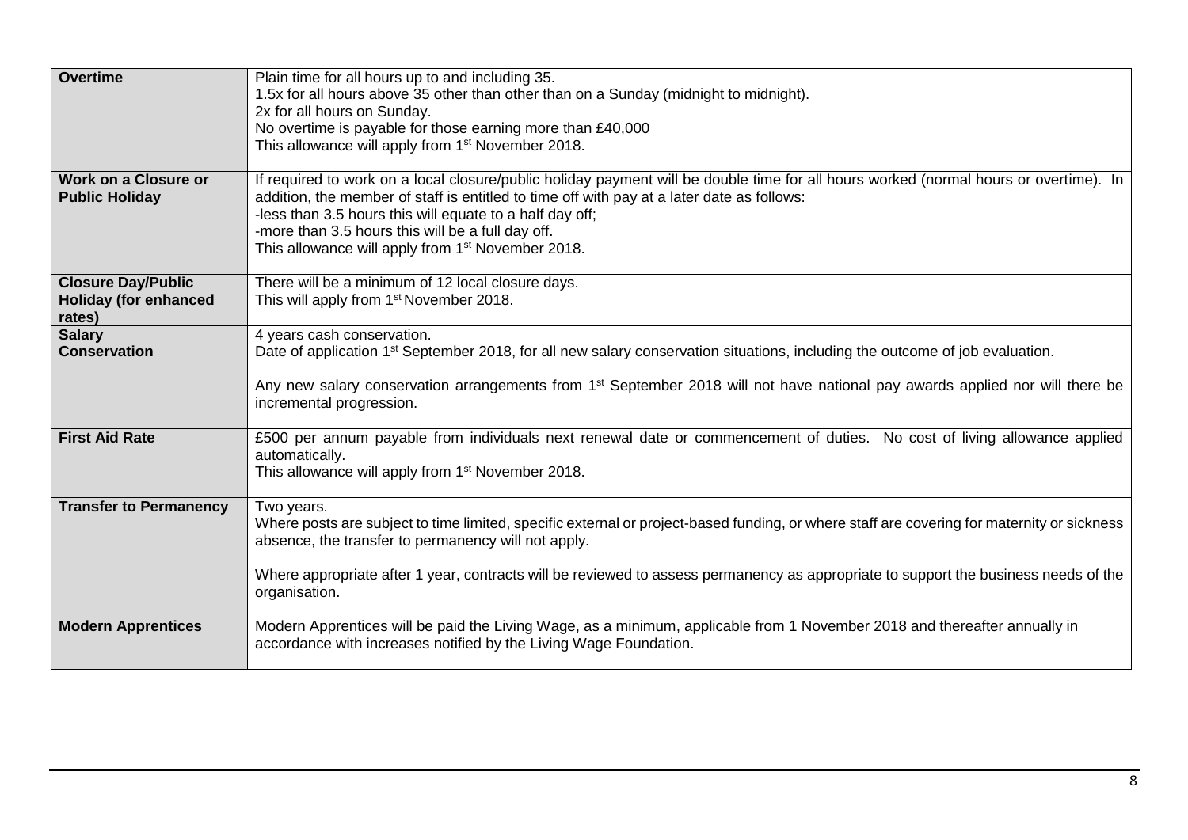| | |
|---|---|
| **Overtime** | Plain time for all hours up to and including 35.<br>1.5x for all hours above 35 other than other than on a Sunday (midnight to midnight).<br>2x for all hours on Sunday.<br>No overtime is payable for those earning more than £40,000<br>This allowance will apply from 1st November 2018. |
| **Work on a Closure or Public Holiday** | If required to work on a local closure/public holiday payment will be double time for all hours worked (normal hours or overtime). In addition, the member of staff is entitled to time off with pay at a later date as follows:<br>-less than 3.5 hours this will equate to a half day off;<br>-more than 3.5 hours this will be a full day off.<br>This allowance will apply from 1st November 2018. |
| **Closure Day/Public Holiday (for enhanced rates)** | There will be a minimum of 12 local closure days.<br>This will apply from 1st November 2018. |
| **Salary Conservation** | 4 years cash conservation.<br>Date of application 1st September 2018, for all new salary conservation situations, including the outcome of job evaluation.<br><br>Any new salary conservation arrangements from 1st September 2018 will not have national pay awards applied nor will there be incremental progression. |
| **First Aid Rate** | £500 per annum payable from individuals next renewal date or commencement of duties. No cost of living allowance applied automatically.<br>This allowance will apply from 1st November 2018. |
| **Transfer to Permanency** | Two years.<br>Where posts are subject to time limited, specific external or project-based funding, or where staff are covering for maternity or sickness absence, the transfer to permanency will not apply.<br><br>Where appropriate after 1 year, contracts will be reviewed to assess permanency as appropriate to support the business needs of the organisation. |
| **Modern Apprentices** | Modern Apprentices will be paid the Living Wage, as a minimum, applicable from 1 November 2018 and thereafter annually in accordance with increases notified by the Living Wage Foundation. |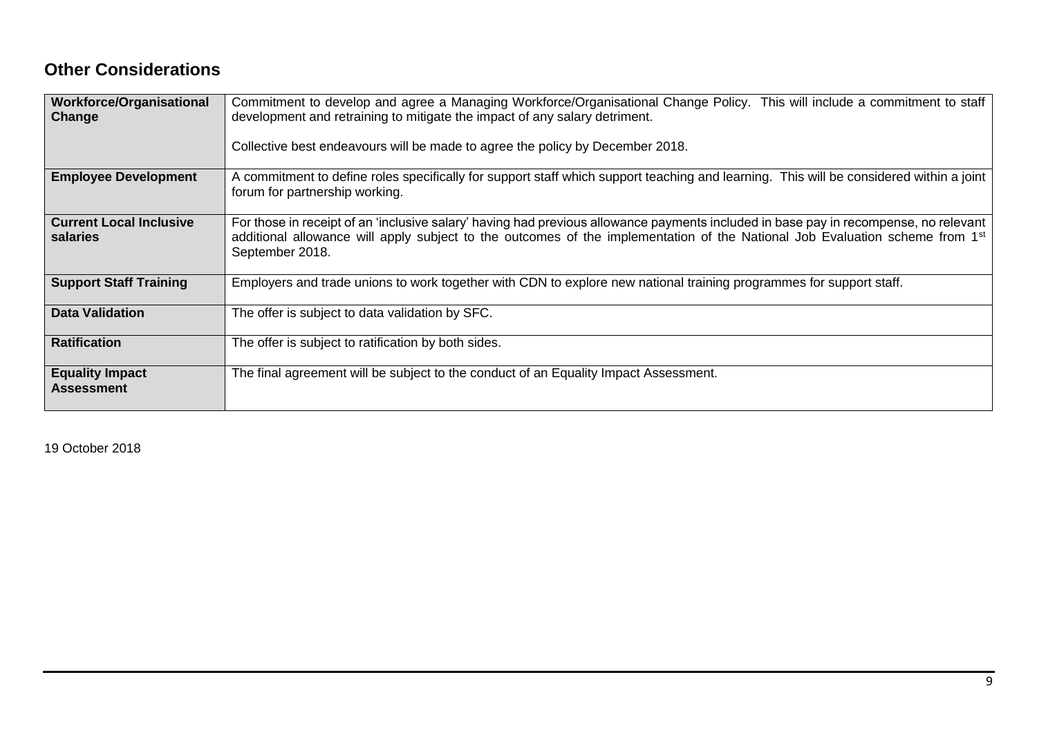## Other Considerations

| | |
|---|---|
| **Workforce/Organisational Change** | Commitment to develop and agree a Managing Workforce/Organisational Change Policy. This will include a commitment to staff development and retraining to mitigate the impact of any salary detriment.<br><br>Collective best endeavours will be made to agree the policy by December 2018. |
| **Employee Development** | A commitment to define roles specifically for support staff which support teaching and learning. This will be considered within a joint forum for partnership working. |
| **Current Local Inclusive salaries** | For those in receipt of an 'inclusive salary' having had previous allowance payments included in base pay in recompense, no relevant additional allowance will apply subject to the outcomes of the implementation of the National Job Evaluation scheme from 1st September 2018. |
| **Support Staff Training** | Employers and trade unions to work together with CDN to explore new national training programmes for support staff. |
| **Data Validation** | The offer is subject to data validation by SFC. |
| **Ratification** | The offer is subject to ratification by both sides. |
| **Equality Impact Assessment** | The final agreement will be subject to the conduct of an Equality Impact Assessment. |

19 October 2018